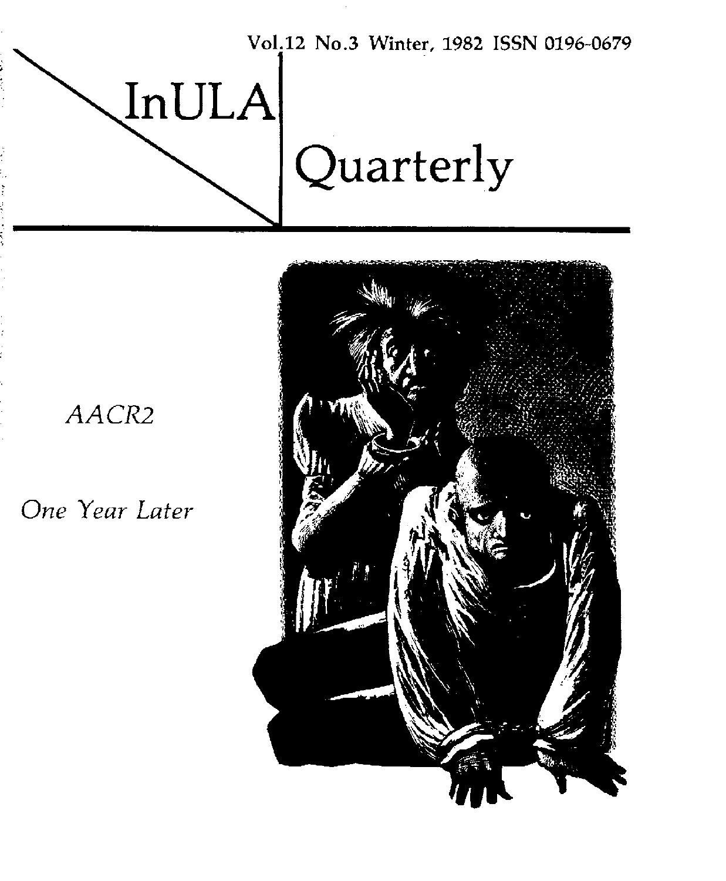Vol.12 No.3 Winter, 1982 ISSN 0196-0679

# InULA Quarterly

*AACR2*

*One Year Later*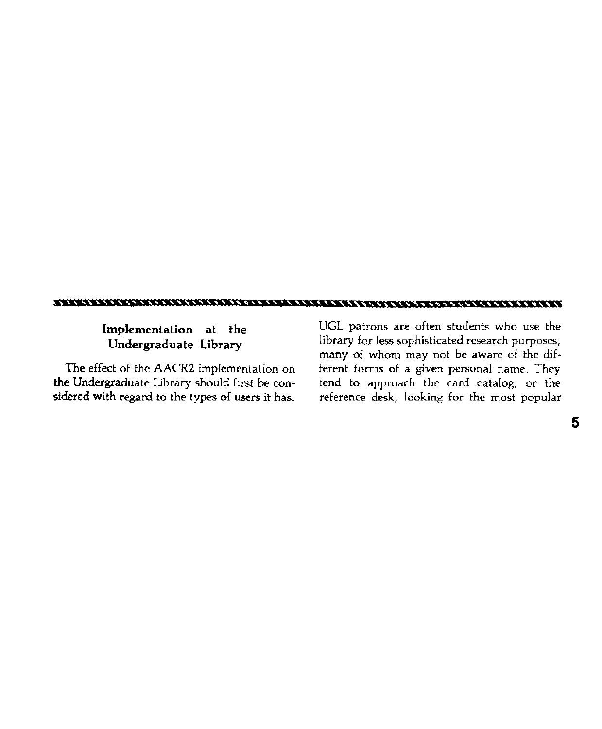## Implementation at the Undergraduate Library

The effect of the AACR2 implementation on the Undergraduate Library should first be considered with regard to the types of users it has. UGL patrons are often students who use the library for less sophisticated research purposes, many of whom may not be aware of the different forms of a given personal name. They tend to approach the card catalog, or the reference desk, looking for the most popular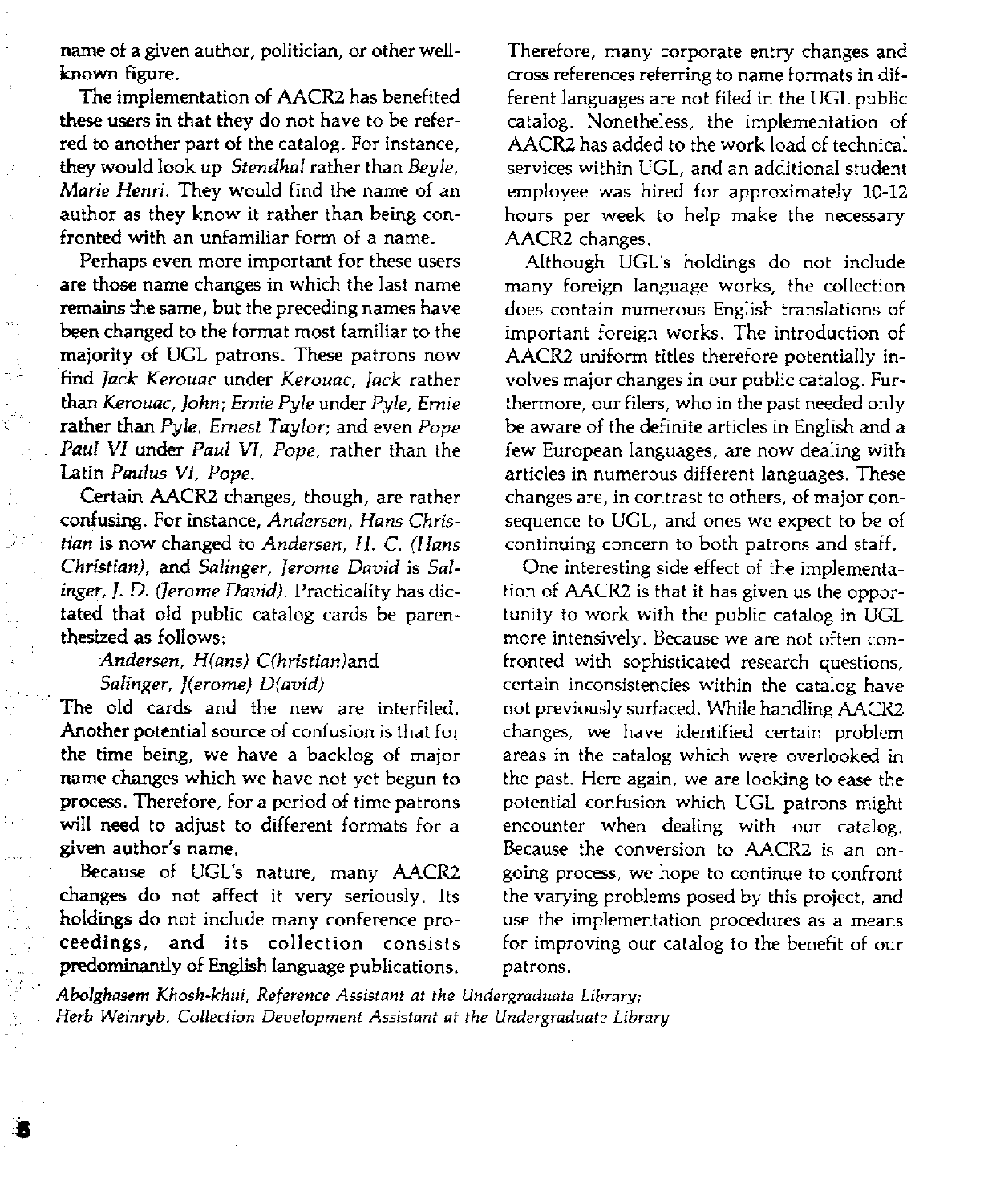name of a given author, politician, or other well-known figure.

The implementation of AACR2 has benefited these users in that they do not have to be referred to another part of the catalog. For instance, they would look up *Stendhal* rather than *Beyle, Marie Henri*. They would find the name of an author as they know it rather than being confronted with an unfamiliar form of a name.

Perhaps even more important for these users are those name changes in which the last name remains the same, but the preceding names have been changed to the format most familiar to the majority of UGL patrons. These patrons now find *Jack Kerouac* under *Kerouac, Jack* rather than *Kerouac, John*; *Ernie Pyle* under *Pyle, Ernie* rather than *Pyle, Ernest Taylor*; and even *Pope Paul VI* under *Paul VI, Pope*, rather than the Latin *Paulus VI, Pope*.

Certain AACR2 changes, though, are rather confusing. For instance, *Andersen, Hans Christian* is now changed to *Andersen, H. C. (Hans Christian)*, and *Salinger, Jerome David* is *Salinger, J. D. (Jerome David)*. Practicality has dictated that old public catalog cards be parenthesized as follows:

*Andersen, H(ans) C(hristian)*and
*Salinger, J(erome) D(avid)*

The old cards and the new are interfiled. Another potential source of confusion is that for the time being, we have a backlog of major name changes which we have not yet begun to process. Therefore, for a period of time patrons will need to adjust to different formats for a given author's name.

Because of UGL's nature, many AACR2 changes do not affect it very seriously. Its holdings do not include many conference proceedings, and its collection consists predominantly of English language publications. Therefore, many corporate entry changes and cross references referring to name formats in different languages are not filed in the UGL public catalog. Nonetheless, the implementation of AACR2 has added to the work load of technical services within UGL, and an additional student employee was hired for approximately 10-12 hours per week to help make the necessary AACR2 changes.

Although UGL's holdings do not include many foreign language works, the collection does contain numerous English translations of important foreign works. The introduction of AACR2 uniform titles therefore potentially involves major changes in our public catalog. Furthermore, our filers, who in the past needed only be aware of the definite articles in English and a few European languages, are now dealing with articles in numerous different languages. These changes are, in contrast to others, of major consequence to UGL, and ones we expect to be of continuing concern to both patrons and staff.

One interesting side effect of the implementation of AACR2 is that it has given us the opportunity to work with the public catalog in UGL more intensively. Because we are not often confronted with sophisticated research questions, certain inconsistencies within the catalog have not previously surfaced. While handling AACR2 changes, we have identified certain problem areas in the catalog which were overlooked in the past. Here again, we are looking to ease the potential confusion which UGL patrons might encounter when dealing with our catalog. Because the conversion to AACR2 is an ongoing process, we hope to continue to confront the varying problems posed by this project, and use the implementation procedures as a means for improving our catalog to the benefit of our patrons.

*Abolghasem Khosh-khui, Reference Assistant at the Undergraduate Library;*
*Herb Weinryb, Collection Development Assistant at the Undergraduate Library*